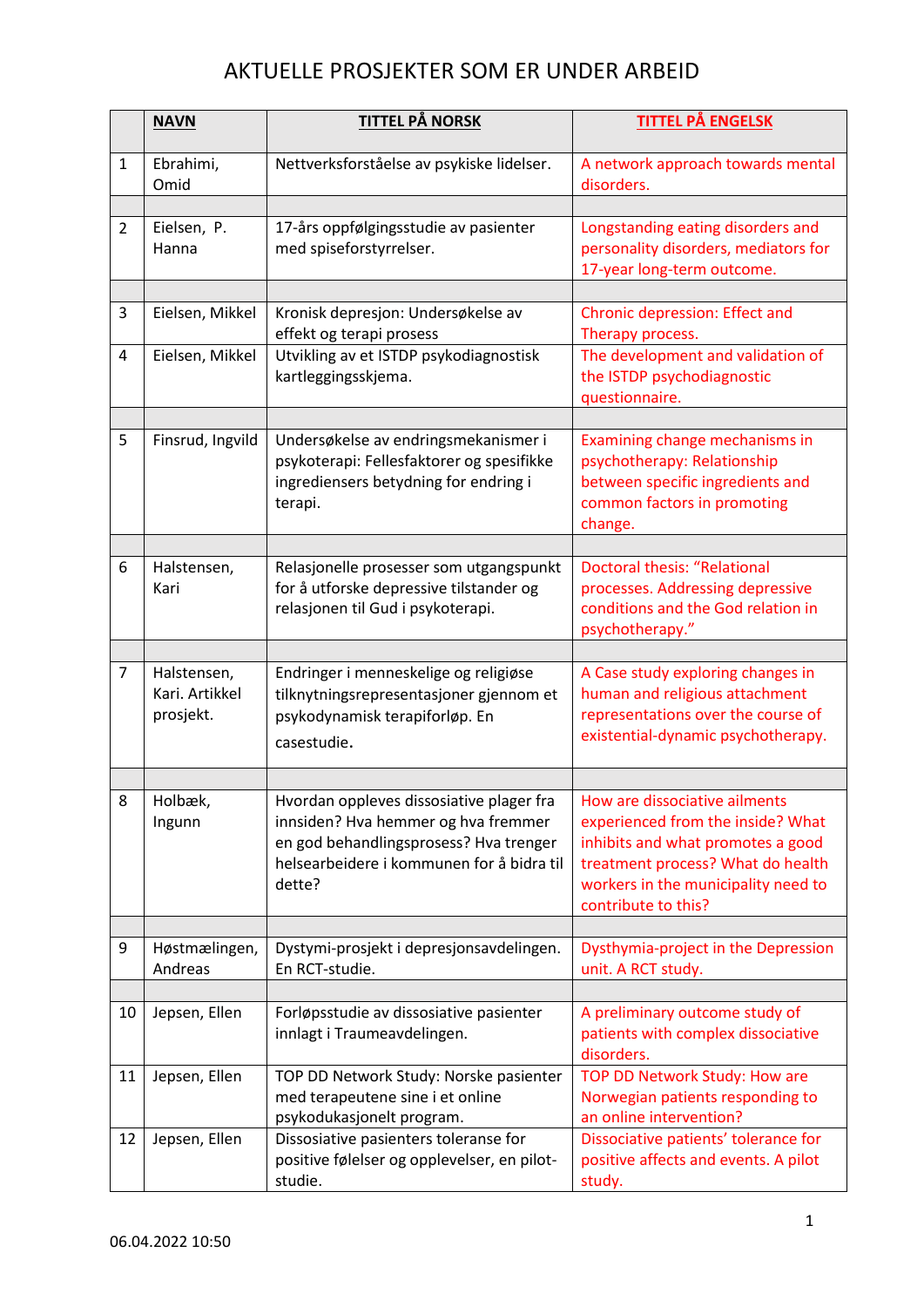# AKTUELLE PROSJEKTER SOM ER UNDER ARBEID

| | **NAVN** | **TITTEL PÅ NORSK** | **TITTEL PÅ ENGELSK** |
|---|---|---|---|
| 1 | Ebrahimi, Omid | Nettverksforståelse av psykiske lidelser. | A network approach towards mental disorders. |
| | | | |
| 2 | Eielsen, P. Hanna | 17-års oppfølgingsstudie av pasienter med spiseforstyrrelser. | Longstanding eating disorders and personality disorders, mediators for 17-year long-term outcome. |
| | | | |
| 3 | Eielsen, Mikkel | Kronisk depresjon: Undersøkelse av effekt og terapi prosess | Chronic depression: Effect and Therapy process. |
| 4 | Eielsen, Mikkel | Utvikling av et ISTDP psykodiagnostisk kartleggingsskjema. | The development and validation of the ISTDP psychodiagnostic questionnaire. |
| | | | |
| 5 | Finsrud, Ingvild | Undersøkelse av endringsmekanismer i psykoterapi: Fellesfaktorer og spesifikke ingrediensers betydning for endring i terapi. | Examining change mechanisms in psychotherapy: Relationship between specific ingredients and common factors in promoting change. |
| | | | |
| 6 | Halstensen, Kari | Relasjonelle prosesser som utgangspunkt for å utforske depressive tilstander og relasjonen til Gud i psykoterapi. | Doctoral thesis: "Relational processes. Addressing depressive conditions and the God relation in psychotherapy." |
| | | | |
| 7 | Halstensen, Kari. Artikkel prosjekt. | Endringer i menneskelige og religiøse tilknytningsrepresentasjoner gjennom et psykodynamisk terapiforløp. En casestudie. | A Case study exploring changes in human and religious attachment representations over the course of existential-dynamic psychotherapy. |
| | | | |
| 8 | Holbæk, Ingunn | Hvordan oppleves dissosiative plager fra innsiden? Hva hemmer og hva fremmer en god behandlingsprosess? Hva trenger helsearbeidere i kommunen for å bidra til dette? | How are dissociative ailments experienced from the inside? What inhibits and what promotes a good treatment process? What do health workers in the municipality need to contribute to this? |
| | | | |
| 9 | Høstmælingen, Andreas | Dystymi-prosjekt i depresjonsavdelingen. En RCT-studie. | Dysthymia-project in the Depression unit. A RCT study. |
| | | | |
| 10 | Jepsen, Ellen | Forløpsstudie av dissosiative pasienter innlagt i Traumeavdelingen. | A preliminary outcome study of patients with complex dissociative disorders. |
| 11 | Jepsen, Ellen | TOP DD Network Study: Norske pasienter med terapeutene sine i et online psykodukasjonelt program. | TOP DD Network Study: How are Norwegian patients responding to an online intervention? |
| 12 | Jepsen, Ellen | Dissosiative pasienters toleranse for positive følelser og opplevelser, en pilot-studie. | Dissociative patients' tolerance for positive affects and events. A pilot study. |

06.04.2022 10:50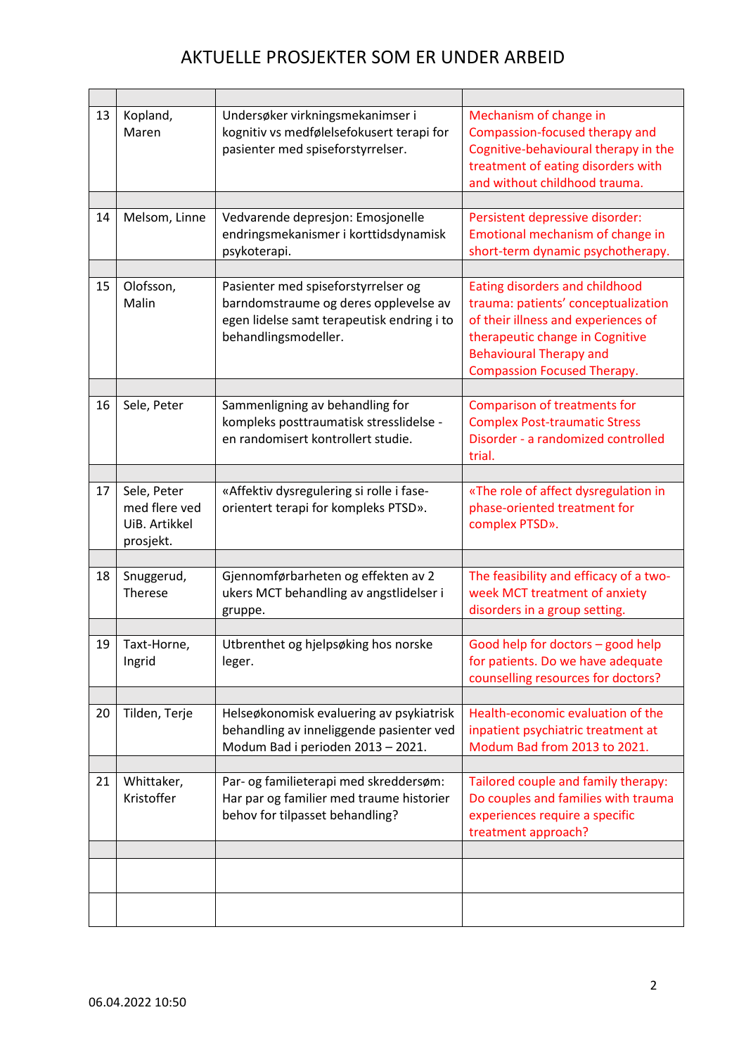# AKTUELLE PROSJEKTER SOM ER UNDER ARBEID

| | | | |
|---|---|---|---|
| 13 | Kopland, Maren | Undersøker virkningsmekanimser i kognitiv vs medfølelsefokusert terapi for pasienter med spiseforstyrrelser. | Mechanism of change in Compassion-focused therapy and Cognitive-behavioural therapy in the treatment of eating disorders with and without childhood trauma. |
| 14 | Melsom, Linne | Vedvarende depresjon: Emosjonelle endringsmekanismer i korttidsdynamisk psykoterapi. | Persistent depressive disorder: Emotional mechanism of change in short-term dynamic psychotherapy. |
| 15 | Olofsson, Malin | Pasienter med spiseforstyrrelser og barndomstraume og deres opplevelse av egen lidelse samt terapeutisk endring i to behandlingsmodeller. | Eating disorders and childhood trauma: patients' conceptualization of their illness and experiences of therapeutic change in Cognitive Behavioural Therapy and Compassion Focused Therapy. |
| 16 | Sele, Peter | Sammenligning av behandling for kompleks posttraumatisk stresslidelse - en randomisert kontrollert studie. | Comparison of treatments for Complex Post-traumatic Stress Disorder - a randomized controlled trial. |
| 17 | Sele, Peter med flere ved UiB. Artikkel prosjekt. | «Affektiv dysregulering si rolle i fase-orientert terapi for kompleks PTSD». | «The role of affect dysregulation in phase-oriented treatment for complex PTSD». |
| 18 | Snuggerud, Therese | Gjennomførbarheten og effekten av 2 ukers MCT behandling av angstlidelser i gruppe. | The feasibility and efficacy of a two-week MCT treatment of anxiety disorders in a group setting. |
| 19 | Taxt-Horne, Ingrid | Utbrenthet og hjelpsøking hos norske leger. | Good help for doctors – good help for patients. Do we have adequate counselling resources for doctors? |
| 20 | Tilden, Terje | Helseøkonomisk evaluering av psykiatrisk behandling av inneliggende pasienter ved Modum Bad i perioden 2013 – 2021. | Health-economic evaluation of the inpatient psychiatric treatment at Modum Bad from 2013 to 2021. |
| 21 | Whittaker, Kristoffer | Par- og familieterapi med skreddersøm: Har par og familier med traume historier behov for tilpasset behandling? | Tailored couple and family therapy: Do couples and families with trauma experiences require a specific treatment approach? |
| | | | |
| | | | |

06.04.2022 10:50